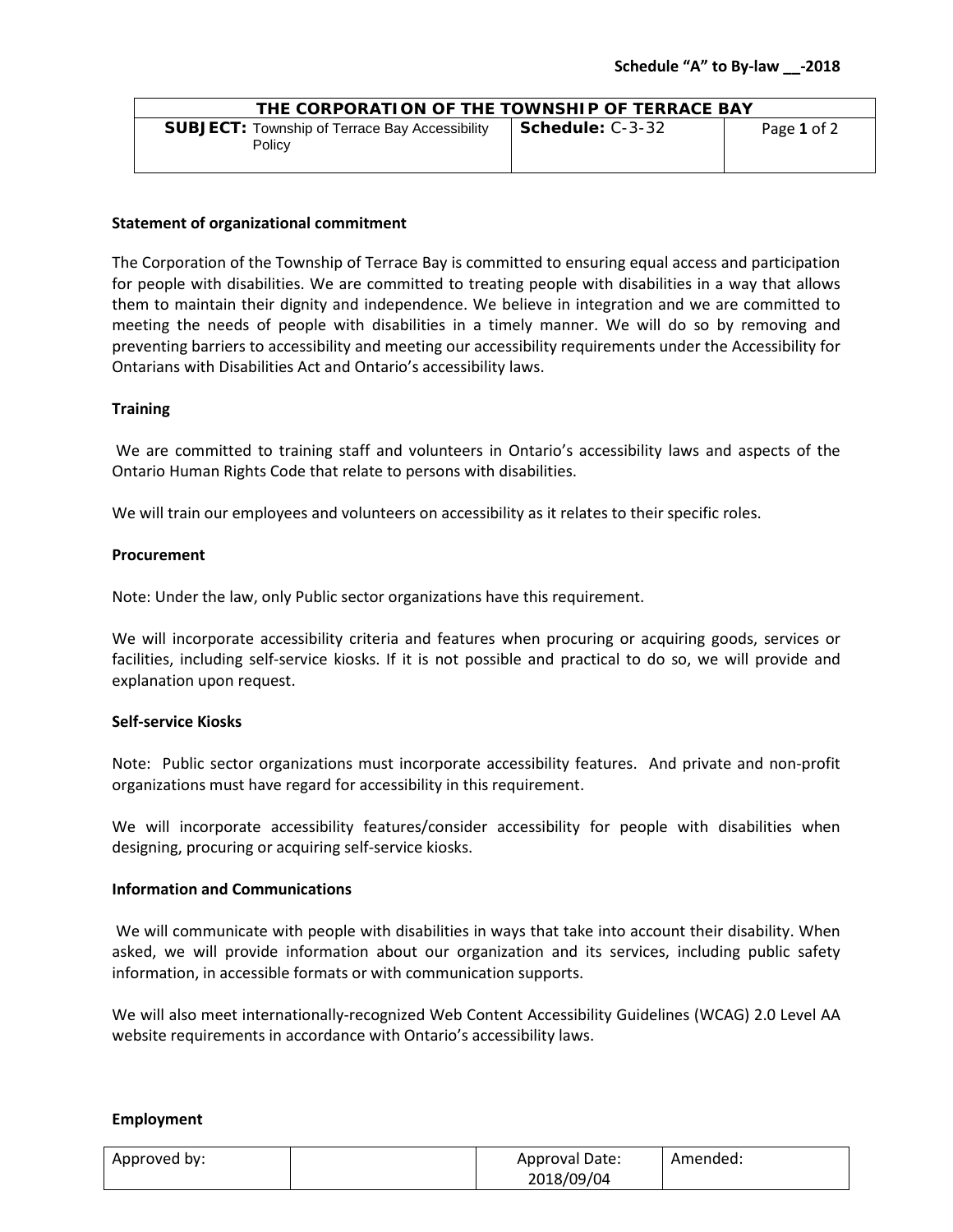**Schedule "A" to By-law __-2018**

| THE CORPORATION OF THE TOWNSHIP OF TERRACE BAY | | |
|---|---|---|
| **SUBJECT:** Township of Terrace Bay Accessibility Policy | **Schedule:** C-3-32 | Page **1** of 2 |

**Statement of organizational commitment**

The Corporation of the Township of Terrace Bay is committed to ensuring equal access and participation for people with disabilities. We are committed to treating people with disabilities in a way that allows them to maintain their dignity and independence. We believe in integration and we are committed to meeting the needs of people with disabilities in a timely manner. We will do so by removing and preventing barriers to accessibility and meeting our accessibility requirements under the Accessibility for Ontarians with Disabilities Act and Ontario's accessibility laws.

**Training**

We are committed to training staff and volunteers in Ontario's accessibility laws and aspects of the Ontario Human Rights Code that relate to persons with disabilities.

We will train our employees and volunteers on accessibility as it relates to their specific roles.

**Procurement**

Note: Under the law, only Public sector organizations have this requirement.

We will incorporate accessibility criteria and features when procuring or acquiring goods, services or facilities, including self-service kiosks. If it is not possible and practical to do so, we will provide and explanation upon request.

**Self-service Kiosks**

Note: Public sector organizations must incorporate accessibility features. And private and non-profit organizations must have regard for accessibility in this requirement.

We will incorporate accessibility features/consider accessibility for people with disabilities when designing, procuring or acquiring self-service kiosks.

**Information and Communications**

We will communicate with people with disabilities in ways that take into account their disability. When asked, we will provide information about our organization and its services, including public safety information, in accessible formats or with communication supports.

We will also meet internationally-recognized Web Content Accessibility Guidelines (WCAG) 2.0 Level AA website requirements in accordance with Ontario's accessibility laws.

**Employment**

| Approved by: | | Approval Date: 2018/09/04 | Amended: |
|---|---|---|---|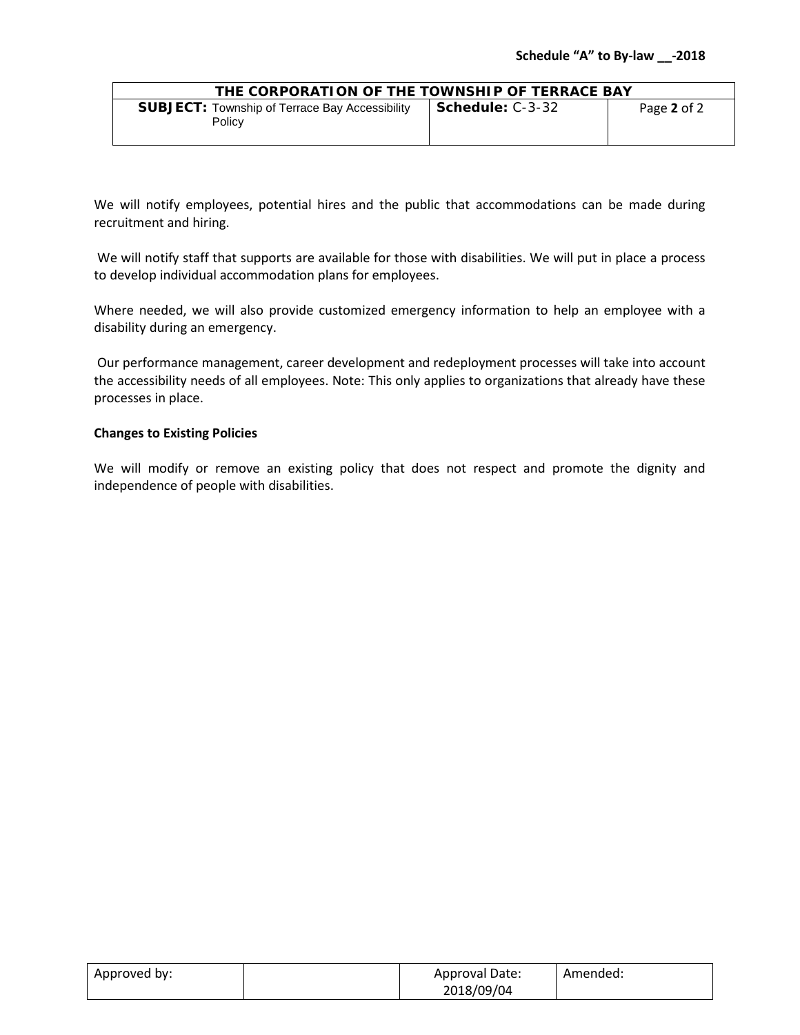We will notify employees, potential hires and the public that accommodations can be made during recruitment and hiring.

We will notify staff that supports are available for those with disabilities. We will put in place a process to develop individual accommodation plans for employees.

Where needed, we will also provide customized emergency information to help an employee with a disability during an emergency.

Our performance management, career development and redeployment processes will take into account the accessibility needs of all employees. Note: This only applies to organizations that already have these processes in place.

**Changes to Existing Policies**

We will modify or remove an existing policy that does not respect and promote the dignity and independence of people with disabilities.

| Approved by: | | Approval Date: 2018/09/04 | Amended: |
| --- | --- | --- | --- |